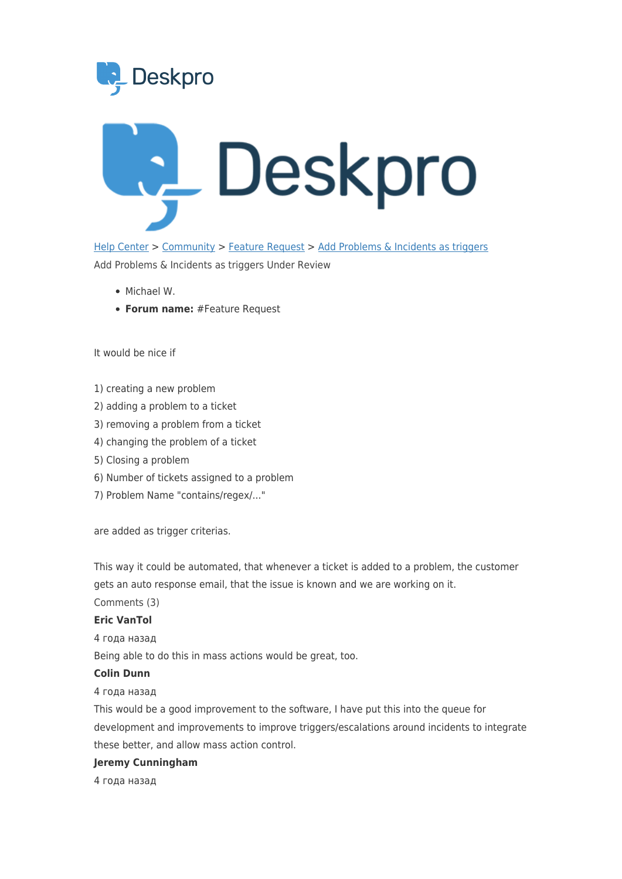Help Center > Community > Feature Request > Add Problems & Incidents as triggers

Add Problems & Incidents as triggers Under Review

- Michael W.
- **Forum name:** #Feature Request

It would be nice if

1) creating a new problem
2) adding a problem to a ticket
3) removing a problem from a ticket
4) changing the problem of a ticket
5) Closing a problem
6) Number of tickets assigned to a problem
7) Problem Name "contains/regex/..."

are added as trigger criterias.

This way it could be automated, that whenever a ticket is added to a problem, the customer gets an auto response email, that the issue is known and we are working on it.

Comments (3)

**Eric VanTol**

4 года назад

Being able to do this in mass actions would be great, too.

**Colin Dunn**

4 года назад

This would be a good improvement to the software, I have put this into the queue for development and improvements to improve triggers/escalations around incidents to integrate these better, and allow mass action control.

**Jeremy Cunningham**

4 года назад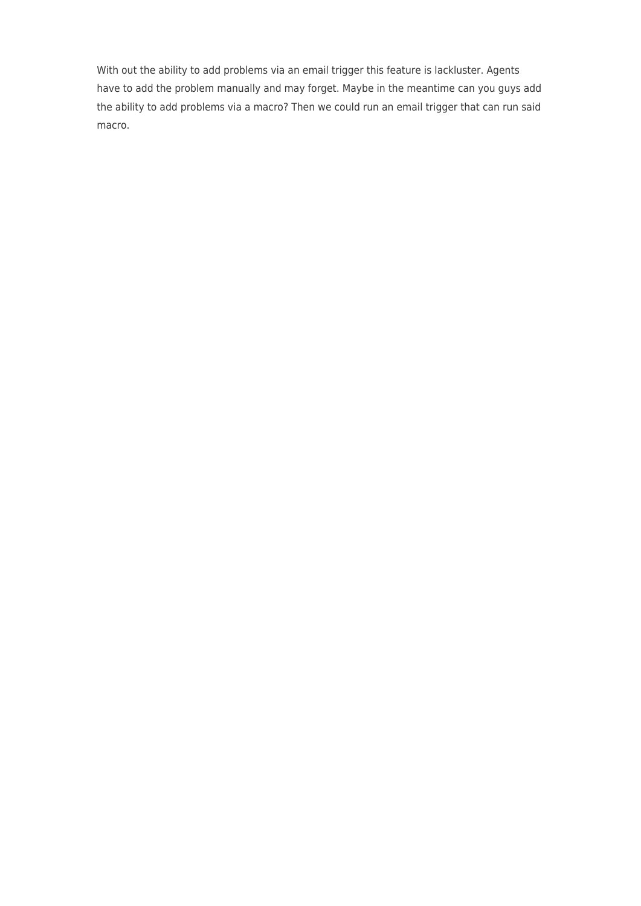With out the ability to add problems via an email trigger this feature is lackluster. Agents have to add the problem manually and may forget. Maybe in the meantime can you guys add the ability to add problems via a macro? Then we could run an email trigger that can run said macro.